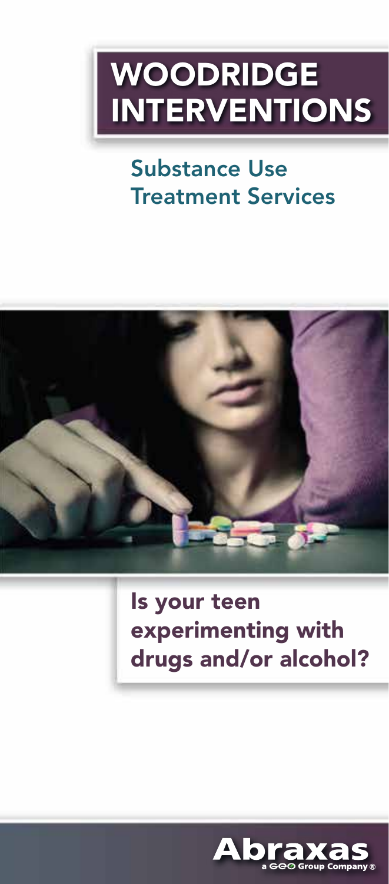# WOODRIDGE INTERVENTIONS

## Substance Use Treatment Services

## Is your teen experimenting with drugs and/or alcohol?

Abraxas
a GEO Group Company®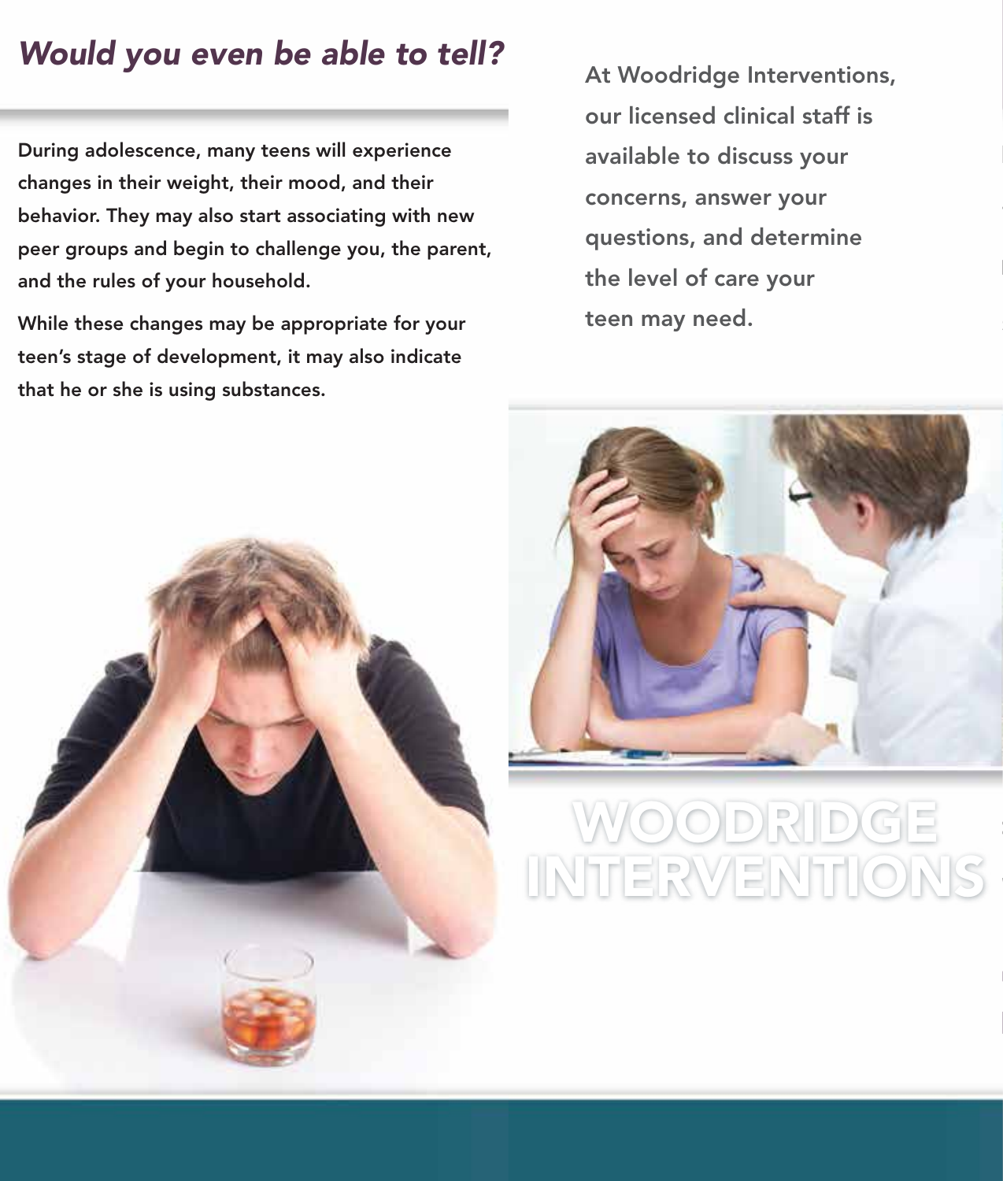## *Would you even be able to tell?*

During adolescence, many teens will experience changes in their weight, their mood, and their behavior. They may also start associating with new peer groups and begin to challenge you, the parent, and the rules of your household.

While these changes may be appropriate for your teen's stage of development, it may also indicate that he or she is using substances.

At Woodridge Interventions, our licensed clinical staff is available to discuss your concerns, answer your questions, and determine the level of care your teen may need.

WOODRIDGE INTERVENTIONS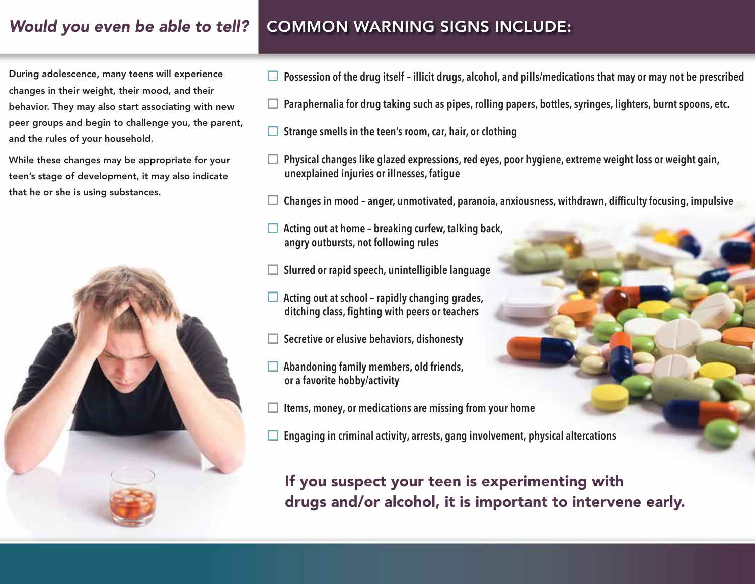## *Would you even be able to tell?*

During adolescence, many teens will experience changes in their weight, their mood, and their behavior. They may also start associating with new peer groups and begin to challenge you, the parent, and the rules of your household.

While these changes may be appropriate for your teen's stage of development, it may also indicate that he or she is using substances.

## COMMON WARNING SIGNS INCLUDE:

- ☐ Possession of the drug itself – illicit drugs, alcohol, and pills/medications that may or may not be prescribed
- ☐ Paraphernalia for drug taking such as pipes, rolling papers, bottles, syringes, lighters, burnt spoons, etc.
- ☐ Strange smells in the teen's room, car, hair, or clothing
- ☐ Physical changes like glazed expressions, red eyes, poor hygiene, extreme weight loss or weight gain, unexplained injuries or illnesses, fatigue
- ☐ Changes in mood – anger, unmotivated, paranoia, anxiousness, withdrawn, difficulty focusing, impulsive
- ☐ Acting out at home – breaking curfew, talking back, angry outbursts, not following rules
- ☐ Slurred or rapid speech, unintelligible language
- ☐ Acting out at school – rapidly changing grades, ditching class, fighting with peers or teachers
- ☐ Secretive or elusive behaviors, dishonesty
- ☐ Abandoning family members, old friends, or a favorite hobby/activity
- ☐ Items, money, or medications are missing from your home
- ☐ Engaging in criminal activity, arrests, gang involvement, physical altercations

**If you suspect your teen is experimenting with drugs and/or alcohol, it is important to intervene early.**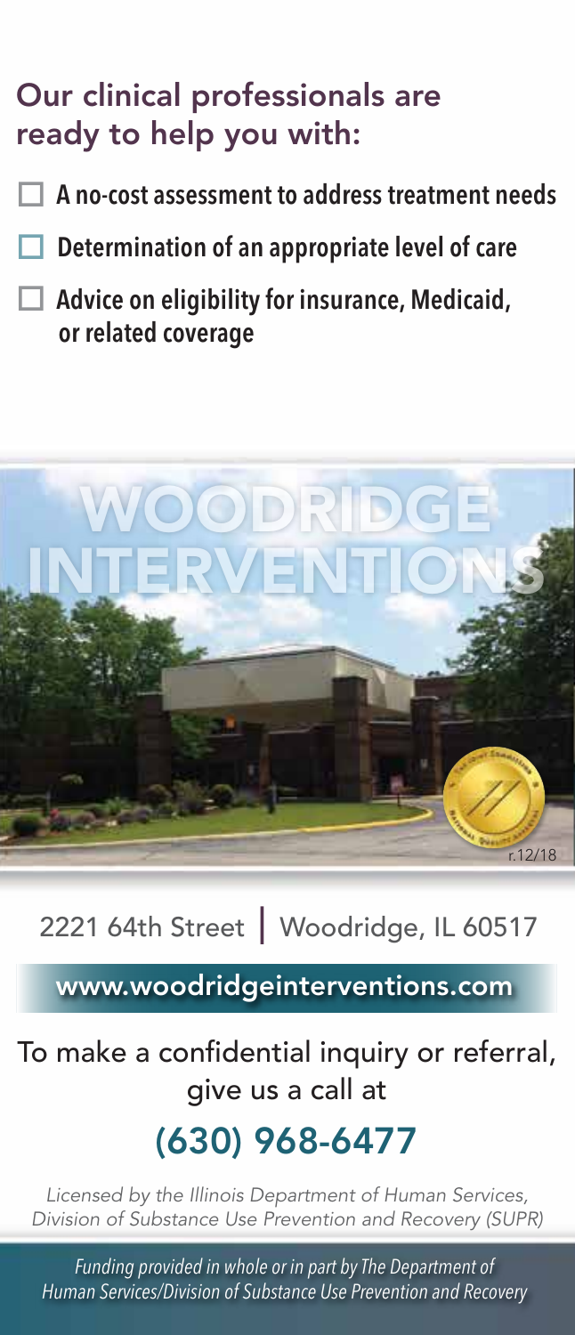## Our clinical professionals are ready to help you with:

- A no-cost assessment to address treatment needs
- Determination of an appropriate level of care
- Advice on eligibility for insurance, Medicaid, or related coverage

# WOODRIDGE INTERVENTIONS

r.12/18

2221 64th Street | Woodridge, IL 60517

www.woodridgeinterventions.com

To make a confidential inquiry or referral, give us a call at

## (630) 968-6477

*Licensed by the Illinois Department of Human Services, Division of Substance Use Prevention and Recovery (SUPR)*

*Funding provided in whole or in part by The Department of Human Services/Division of Substance Use Prevention and Recovery*